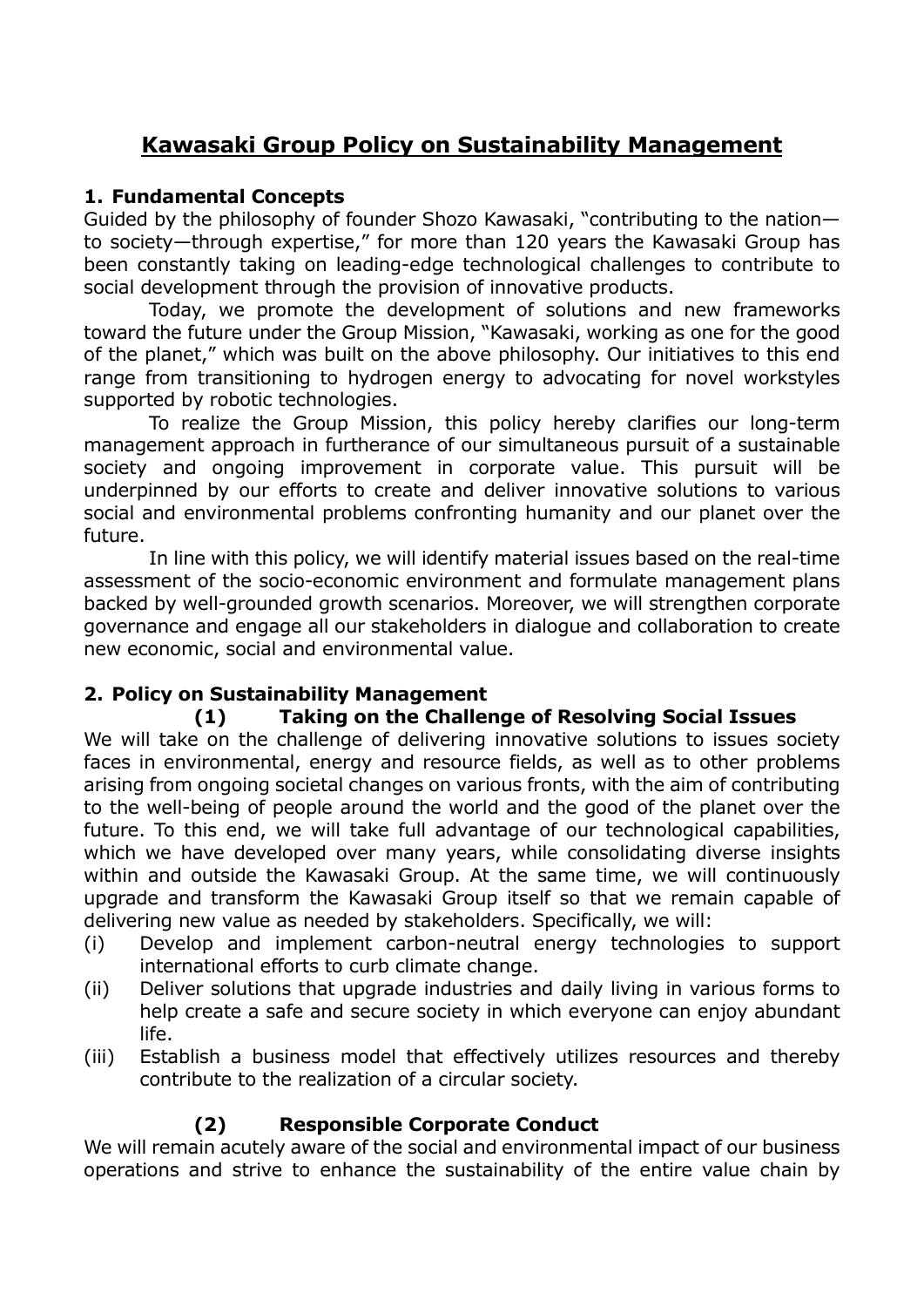# Kawasaki Group Policy on Sustainability Management

## 1. Fundamental Concepts

Guided by the philosophy of founder Shozo Kawasaki, "contributing to the nation—to society—through expertise," for more than 120 years the Kawasaki Group has been constantly taking on leading-edge technological challenges to contribute to social development through the provision of innovative products.

Today, we promote the development of solutions and new frameworks toward the future under the Group Mission, "Kawasaki, working as one for the good of the planet," which was built on the above philosophy. Our initiatives to this end range from transitioning to hydrogen energy to advocating for novel workstyles supported by robotic technologies.

To realize the Group Mission, this policy hereby clarifies our long-term management approach in furtherance of our simultaneous pursuit of a sustainable society and ongoing improvement in corporate value. This pursuit will be underpinned by our efforts to create and deliver innovative solutions to various social and environmental problems confronting humanity and our planet over the future.

In line with this policy, we will identify material issues based on the real-time assessment of the socio-economic environment and formulate management plans backed by well-grounded growth scenarios. Moreover, we will strengthen corporate governance and engage all our stakeholders in dialogue and collaboration to create new economic, social and environmental value.

## 2. Policy on Sustainability Management

### (1) Taking on the Challenge of Resolving Social Issues

We will take on the challenge of delivering innovative solutions to issues society faces in environmental, energy and resource fields, as well as to other problems arising from ongoing societal changes on various fronts, with the aim of contributing to the well-being of people around the world and the good of the planet over the future. To this end, we will take full advantage of our technological capabilities, which we have developed over many years, while consolidating diverse insights within and outside the Kawasaki Group. At the same time, we will continuously upgrade and transform the Kawasaki Group itself so that we remain capable of delivering new value as needed by stakeholders. Specifically, we will:

(i) Develop and implement carbon-neutral energy technologies to support international efforts to curb climate change.

(ii) Deliver solutions that upgrade industries and daily living in various forms to help create a safe and secure society in which everyone can enjoy abundant life.

(iii) Establish a business model that effectively utilizes resources and thereby contribute to the realization of a circular society.

### (2) Responsible Corporate Conduct

We will remain acutely aware of the social and environmental impact of our business operations and strive to enhance the sustainability of the entire value chain by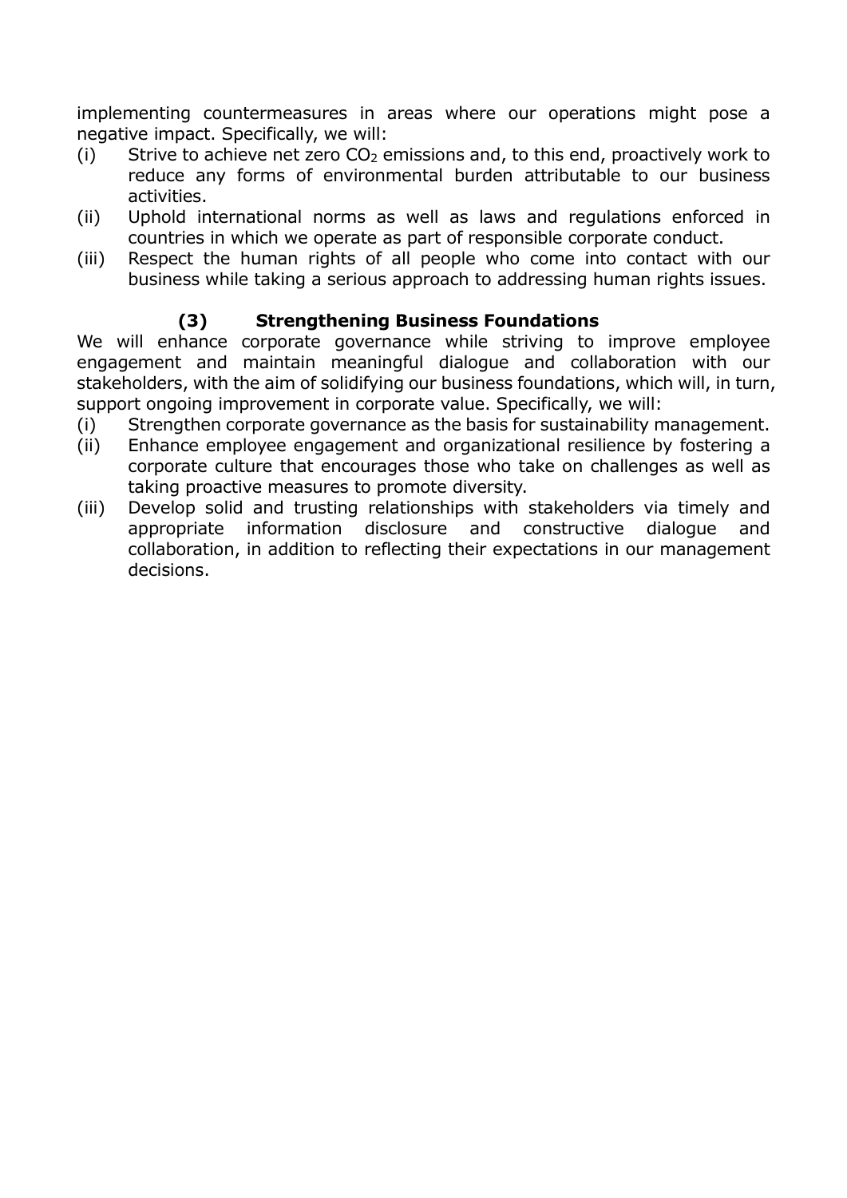implementing countermeasures in areas where our operations might pose a negative impact. Specifically, we will:

(i) Strive to achieve net zero $CO_2$ emissions and, to this end, proactively work to reduce any forms of environmental burden attributable to our business activities.

(ii) Uphold international norms as well as laws and regulations enforced in countries in which we operate as part of responsible corporate conduct.

(iii) Respect the human rights of all people who come into contact with our business while taking a serious approach to addressing human rights issues.

### (3) Strengthening Business Foundations

We will enhance corporate governance while striving to improve employee engagement and maintain meaningful dialogue and collaboration with our stakeholders, with the aim of solidifying our business foundations, which will, in turn, support ongoing improvement in corporate value. Specifically, we will:

(i) Strengthen corporate governance as the basis for sustainability management.

(ii) Enhance employee engagement and organizational resilience by fostering a corporate culture that encourages those who take on challenges as well as taking proactive measures to promote diversity.

(iii) Develop solid and trusting relationships with stakeholders via timely and appropriate information disclosure and constructive dialogue and collaboration, in addition to reflecting their expectations in our management decisions.